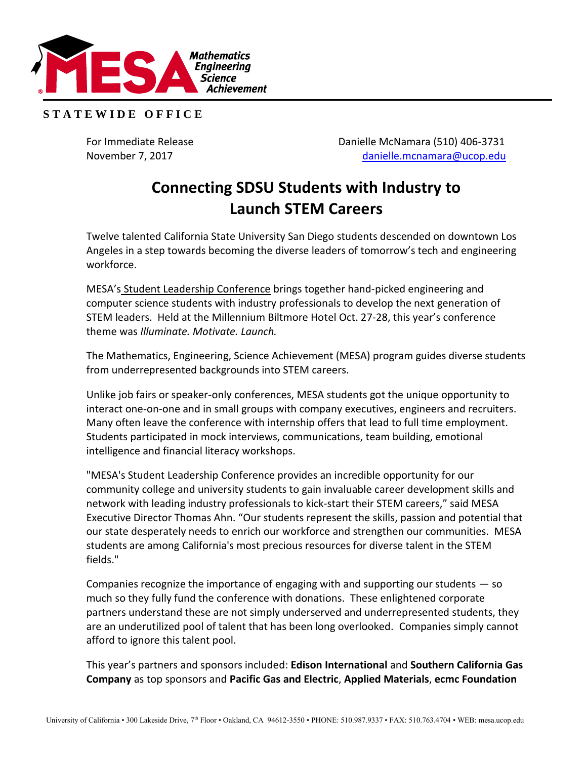**STATEWIDE OFFICE**

For Immediate Release
November 7, 2017

Danielle McNamara (510) 406-3731
danielle.mcnamara@ucop.edu

# Connecting SDSU Students with Industry to Launch STEM Careers

Twelve talented California State University San Diego students descended on downtown Los Angeles in a step towards becoming the diverse leaders of tomorrow's tech and engineering workforce.

MESA's Student Leadership Conference brings together hand-picked engineering and computer science students with industry professionals to develop the next generation of STEM leaders. Held at the Millennium Biltmore Hotel Oct. 27-28, this year's conference theme was *Illuminate. Motivate. Launch.*

The Mathematics, Engineering, Science Achievement (MESA) program guides diverse students from underrepresented backgrounds into STEM careers.

Unlike job fairs or speaker-only conferences, MESA students got the unique opportunity to interact one-on-one and in small groups with company executives, engineers and recruiters. Many often leave the conference with internship offers that lead to full time employment. Students participated in mock interviews, communications, team building, emotional intelligence and financial literacy workshops.

"MESA's Student Leadership Conference provides an incredible opportunity for our community college and university students to gain invaluable career development skills and network with leading industry professionals to kick-start their STEM careers," said MESA Executive Director Thomas Ahn. "Our students represent the skills, passion and potential that our state desperately needs to enrich our workforce and strengthen our communities. MESA students are among California's most precious resources for diverse talent in the STEM fields."

Companies recognize the importance of engaging with and supporting our students — so much so they fully fund the conference with donations. These enlightened corporate partners understand these are not simply underserved and underrepresented students, they are an underutilized pool of talent that has been long overlooked. Companies simply cannot afford to ignore this talent pool.

This year's partners and sponsors included: **Edison International** and **Southern California Gas Company** as top sponsors and **Pacific Gas and Electric**, **Applied Materials**, **ecmc Foundation**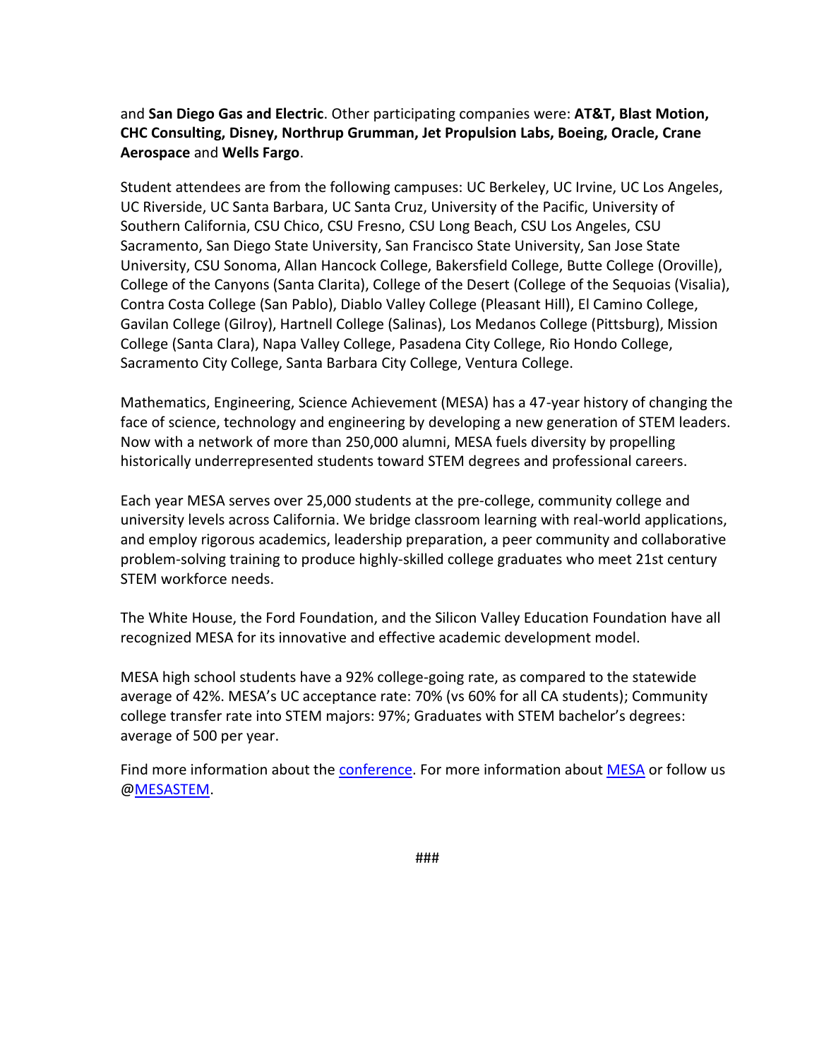and **San Diego Gas and Electric**. Other participating companies were: **AT&T, Blast Motion, CHC Consulting, Disney, Northrup Grumman, Jet Propulsion Labs, Boeing, Oracle, Crane Aerospace** and **Wells Fargo**.

Student attendees are from the following campuses: UC Berkeley, UC Irvine, UC Los Angeles, UC Riverside, UC Santa Barbara, UC Santa Cruz, University of the Pacific, University of Southern California, CSU Chico, CSU Fresno, CSU Long Beach, CSU Los Angeles, CSU Sacramento, San Diego State University, San Francisco State University, San Jose State University, CSU Sonoma, Allan Hancock College, Bakersfield College, Butte College (Oroville), College of the Canyons (Santa Clarita), College of the Desert (College of the Sequoias (Visalia), Contra Costa College (San Pablo), Diablo Valley College (Pleasant Hill), El Camino College, Gavilan College (Gilroy), Hartnell College (Salinas), Los Medanos College (Pittsburg), Mission College (Santa Clara), Napa Valley College, Pasadena City College, Rio Hondo College, Sacramento City College, Santa Barbara City College, Ventura College.

Mathematics, Engineering, Science Achievement (MESA) has a 47-year history of changing the face of science, technology and engineering by developing a new generation of STEM leaders. Now with a network of more than 250,000 alumni, MESA fuels diversity by propelling historically underrepresented students toward STEM degrees and professional careers.

Each year MESA serves over 25,000 students at the pre-college, community college and university levels across California. We bridge classroom learning with real-world applications, and employ rigorous academics, leadership preparation, a peer community and collaborative problem-solving training to produce highly-skilled college graduates who meet 21st century STEM workforce needs.

The White House, the Ford Foundation, and the Silicon Valley Education Foundation have all recognized MESA for its innovative and effective academic development model.

MESA high school students have a 92% college-going rate, as compared to the statewide average of 42%. MESA's UC acceptance rate: 70% (vs 60% for all CA students); Community college transfer rate into STEM majors: 97%; Graduates with STEM bachelor's degrees: average of 500 per year.

Find more information about the conference. For more information about MESA or follow us @MESASTEM.

###